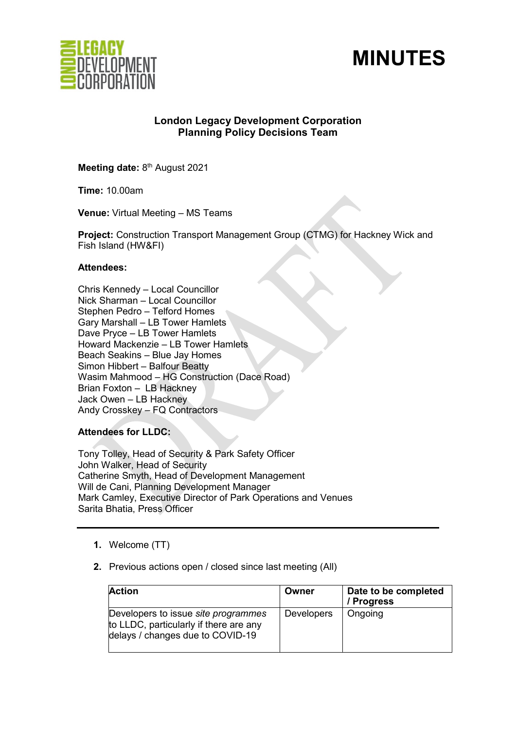# MINUTES

**London Legacy Development Corporation**
**Planning Policy Decisions Team**

**Meeting date:** 8th August 2021

**Time:** 10.00am

**Venue:** Virtual Meeting – MS Teams

**Project:** Construction Transport Management Group (CTMG) for Hackney Wick and Fish Island (HW&FI)

**Attendees:**

Chris Kennedy – Local Councillor
Nick Sharman – Local Councillor
Stephen Pedro – Telford Homes
Gary Marshall – LB Tower Hamlets
Dave Pryce – LB Tower Hamlets
Howard Mackenzie – LB Tower Hamlets
Beach Seakins – Blue Jay Homes
Simon Hibbert – Balfour Beatty
Wasim Mahmood – HG Construction (Dace Road)
Brian Foxton – LB Hackney
Jack Owen – LB Hackney
Andy Crosskey – FQ Contractors

**Attendees for LLDC:**

Tony Tolley, Head of Security & Park Safety Officer
John Walker, Head of Security
Catherine Smyth, Head of Development Management
Will de Cani, Planning Development Manager
Mark Camley, Executive Director of Park Operations and Venues
Sarita Bhatia, Press Officer

---

1. Welcome (TT)
2. Previous actions open / closed since last meeting (All)

| Action | Owner | Date to be completed / Progress |
| --- | --- | --- |
| Developers to issue *site programmes* to LLDC, particularly if there are any delays / changes due to COVID-19 | Developers | Ongoing |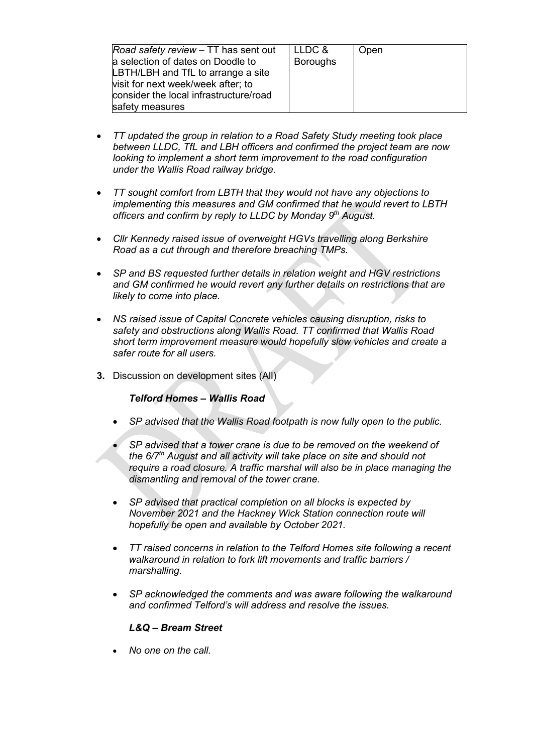| *Road safety review* – TT has sent out a selection of dates on Doodle to LBTH/LBH and TfL to arrange a site visit for next week/week after; to consider the local infrastructure/road safety measures | LLDC & Boroughs | Open |
|---|---|---|

- *TT updated the group in relation to a Road Safety Study meeting took place between LLDC, TfL and LBH officers and confirmed the project team are now looking to implement a short term improvement to the road configuration under the Wallis Road railway bridge.*

- *TT sought comfort from LBTH that they would not have any objections to implementing this measures and GM confirmed that he would revert to LBTH officers and confirm by reply to LLDC by Monday 9th August.*

- *Cllr Kennedy raised issue of overweight HGVs travelling along Berkshire Road as a cut through and therefore breaching TMPs.*

- *SP and BS requested further details in relation weight and HGV restrictions and GM confirmed he would revert any further details on restrictions that are likely to come into place.*

- *NS raised issue of Capital Concrete vehicles causing disruption, risks to safety and obstructions along Wallis Road. TT confirmed that Wallis Road short term improvement measure would hopefully slow vehicles and create a safer route for all users.*

**3.** Discussion on development sites (All)

***Telford Homes – Wallis Road***

- *SP advised that the Wallis Road footpath is now fully open to the public.*

- *SP advised that a tower crane is due to be removed on the weekend of the 6/7th August and all activity will take place on site and should not require a road closure. A traffic marshal will also be in place managing the dismantling and removal of the tower crane.*

- *SP advised that practical completion on all blocks is expected by November 2021 and the Hackney Wick Station connection route will hopefully be open and available by October 2021.*

- *TT raised concerns in relation to the Telford Homes site following a recent walkaround in relation to fork lift movements and traffic barriers / marshalling.*

- *SP acknowledged the comments and was aware following the walkaround and confirmed Telford's will address and resolve the issues.*

***L&Q – Bream Street***

- *No one on the call.*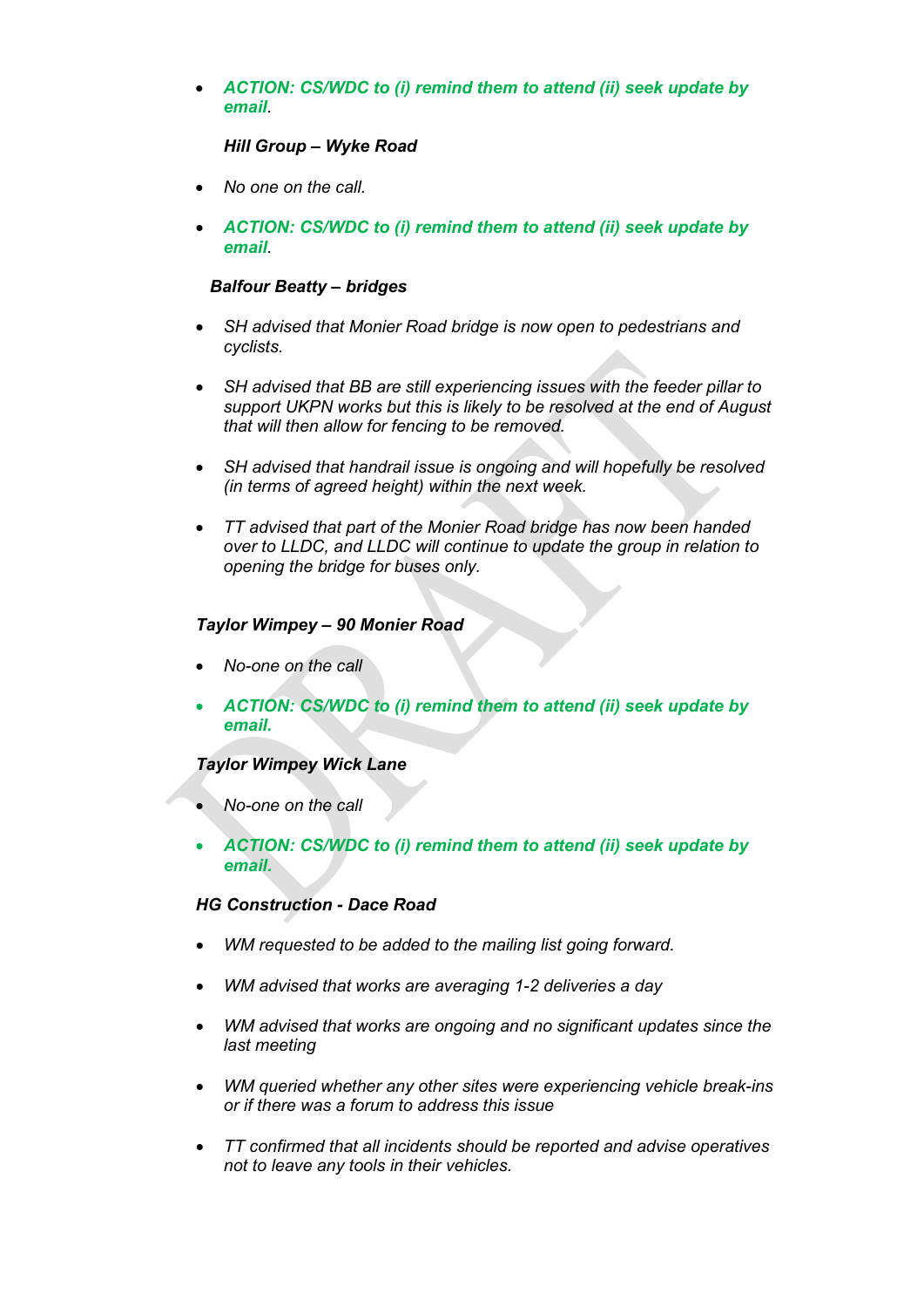- ***ACTION: CS/WDC to (i) remind them to attend (ii) seek update by email****.*

***Hill Group – Wyke Road***

- *No one on the call.*
- ***ACTION: CS/WDC to (i) remind them to attend (ii) seek update by email****.*

***Balfour Beatty – bridges***

- *SH advised that Monier Road bridge is now open to pedestrians and cyclists.*
- *SH advised that BB are still experiencing issues with the feeder pillar to support UKPN works but this is likely to be resolved at the end of August that will then allow for fencing to be removed.*
- *SH advised that handrail issue is ongoing and will hopefully be resolved (in terms of agreed height) within the next week.*
- *TT advised that part of the Monier Road bridge has now been handed over to LLDC, and LLDC will continue to update the group in relation to opening the bridge for buses only.*

***Taylor Wimpey – 90 Monier Road***

- *No-one on the call*
- ***ACTION: CS/WDC to (i) remind them to attend (ii) seek update by email.***

***Taylor Wimpey Wick Lane***

- *No-one on the call*
- ***ACTION: CS/WDC to (i) remind them to attend (ii) seek update by email.***

***HG Construction - Dace Road***

- *WM requested to be added to the mailing list going forward.*
- *WM advised that works are averaging 1-2 deliveries a day*
- *WM advised that works are ongoing and no significant updates since the last meeting*
- *WM queried whether any other sites were experiencing vehicle break-ins or if there was a forum to address this issue*
- *TT confirmed that all incidents should be reported and advise operatives not to leave any tools in their vehicles.*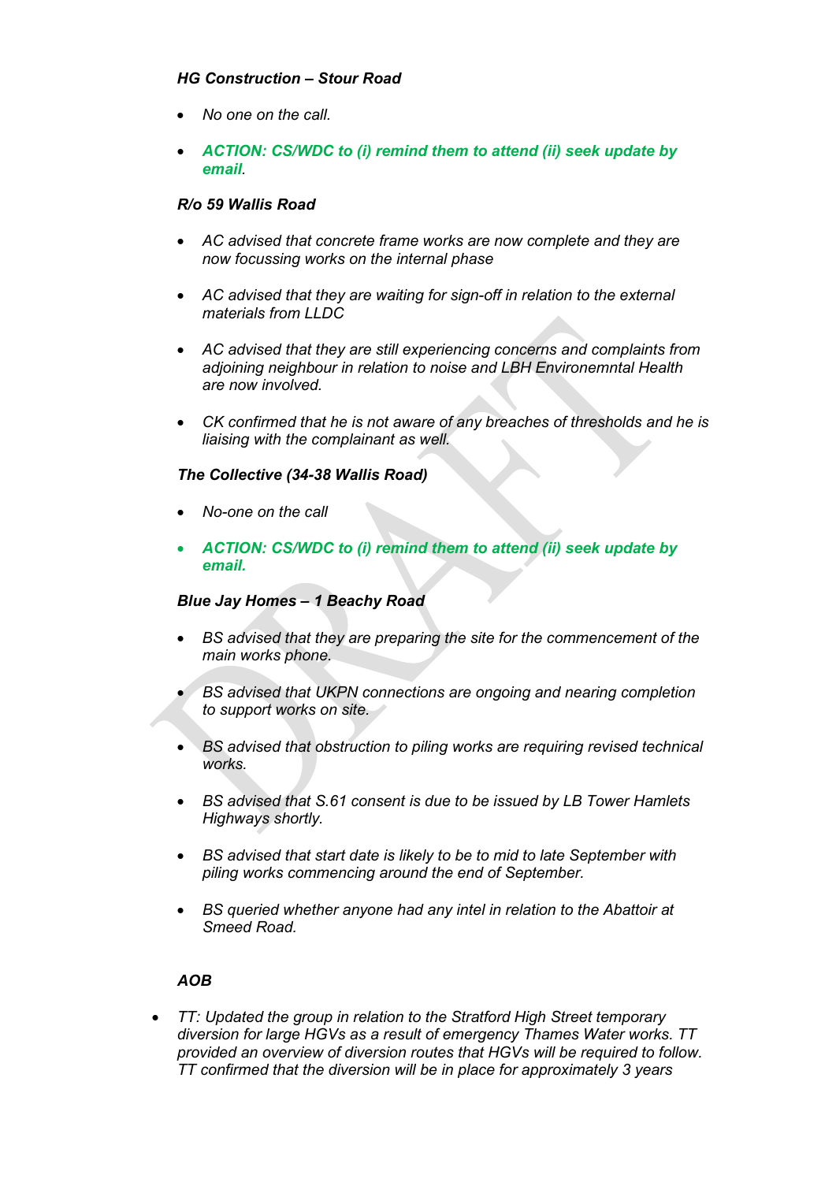***HG Construction – Stour Road***

- *No one on the call.*
- ***ACTION: CS/WDC to (i) remind them to attend (ii) seek update by email****.*

***R/o 59 Wallis Road***

- *AC advised that concrete frame works are now complete and they are now focussing works on the internal phase*
- *AC advised that they are waiting for sign-off in relation to the external materials from LLDC*
- *AC advised that they are still experiencing concerns and complaints from adjoining neighbour in relation to noise and LBH Environemntal Health are now involved.*
- *CK confirmed that he is not aware of any breaches of thresholds and he is liaising with the complainant as well.*

***The Collective (34-38 Wallis Road)***

- *No-one on the call*
- ***ACTION: CS/WDC to (i) remind them to attend (ii) seek update by email.***

***Blue Jay Homes – 1 Beachy Road***

- *BS advised that they are preparing the site for the commencement of the main works phone.*
- *BS advised that UKPN connections are ongoing and nearing completion to support works on site.*
- *BS advised that obstruction to piling works are requiring revised technical works.*
- *BS advised that S.61 consent is due to be issued by LB Tower Hamlets Highways shortly.*
- *BS advised that start date is likely to be to mid to late September with piling works commencing around the end of September.*
- *BS queried whether anyone had any intel in relation to the Abattoir at Smeed Road.*

***AOB***

- *TT: Updated the group in relation to the Stratford High Street temporary diversion for large HGVs as a result of emergency Thames Water works. TT provided an overview of diversion routes that HGVs will be required to follow. TT confirmed that the diversion will be in place for approximately 3 years*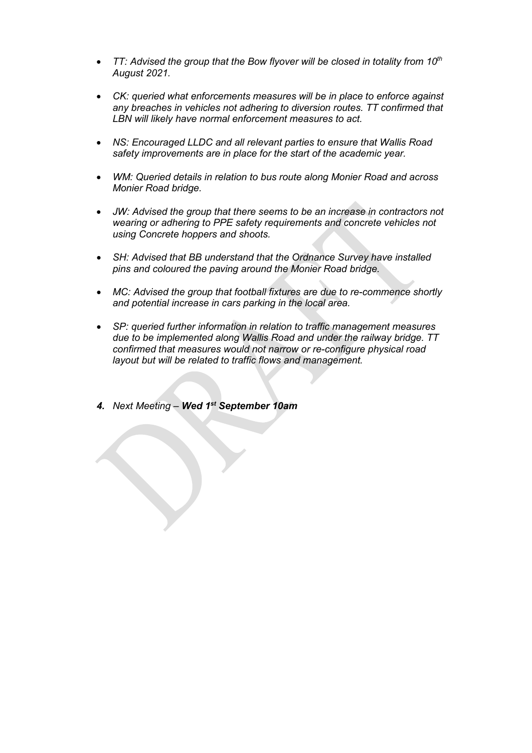- *TT: Advised the group that the Bow flyover will be closed in totality from 10th August 2021.*

- *CK: queried what enforcements measures will be in place to enforce against any breaches in vehicles not adhering to diversion routes. TT confirmed that LBN will likely have normal enforcement measures to act.*

- *NS: Encouraged LLDC and all relevant parties to ensure that Wallis Road safety improvements are in place for the start of the academic year.*

- *WM: Queried details in relation to bus route along Monier Road and across Monier Road bridge.*

- *JW: Advised the group that there seems to be an increase in contractors not wearing or adhering to PPE safety requirements and concrete vehicles not using Concrete hoppers and shoots.*

- *SH: Advised that BB understand that the Ordnance Survey have installed pins and coloured the paving around the Monier Road bridge.*

- *MC: Advised the group that football fixtures are due to re-commence shortly and potential increase in cars parking in the local area.*

- *SP: queried further information in relation to traffic management measures due to be implemented along Wallis Road and under the railway bridge. TT confirmed that measures would not narrow or re-configure physical road layout but will be related to traffic flows and management.*

***4.*** *Next Meeting –* ***Wed 1st September 10am***